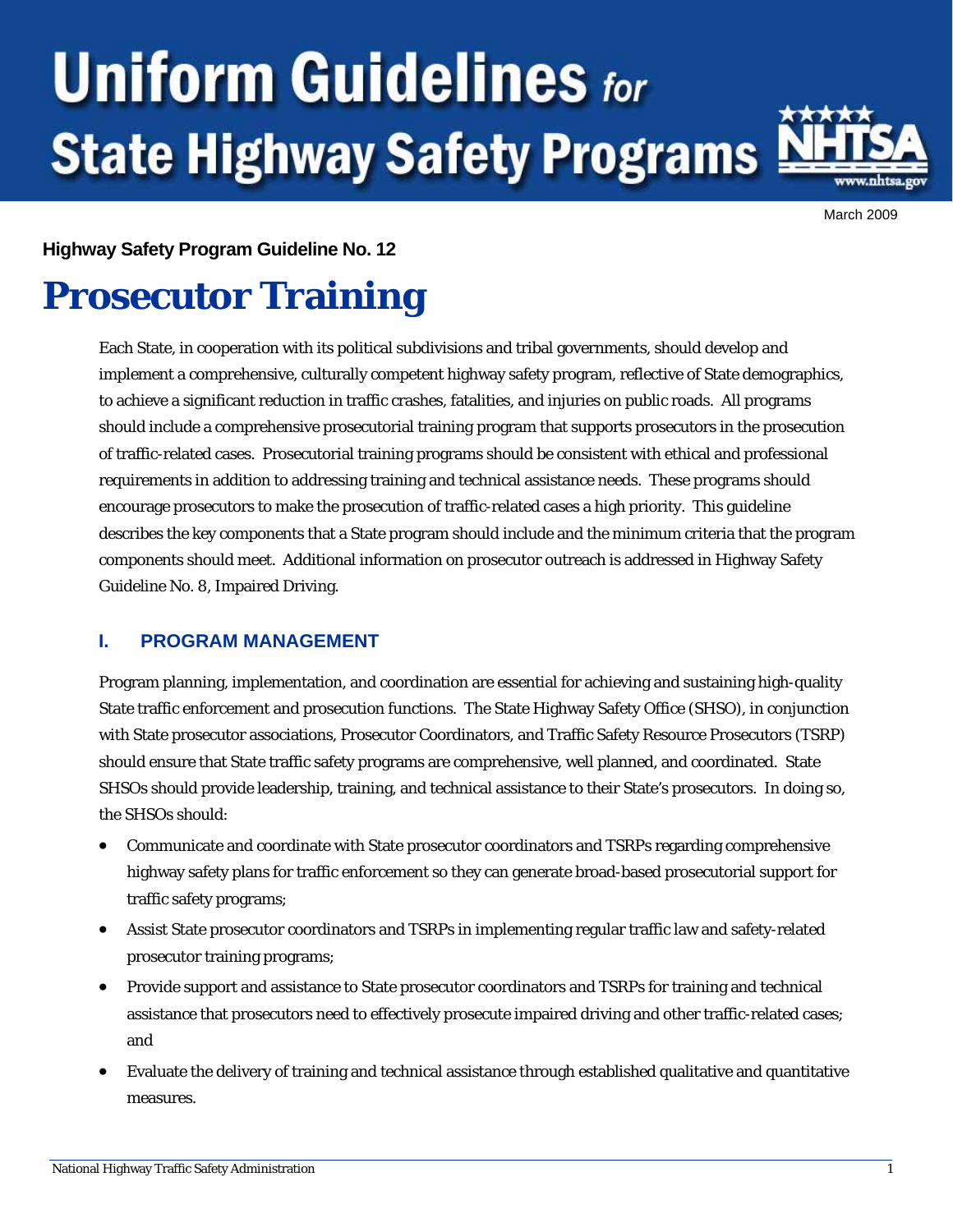# Uniform Guidelines for State Highway Safety Programs

March 2009

**Highway Safety Program Guideline No. 12**

# Prosecutor Training

Each State, in cooperation with its political subdivisions and tribal governments, should develop and implement a comprehensive, culturally competent highway safety program, reflective of State demographics, to achieve a significant reduction in traffic crashes, fatalities, and injuries on public roads. All programs should include a comprehensive prosecutorial training program that supports prosecutors in the prosecution of traffic-related cases. Prosecutorial training programs should be consistent with ethical and professional requirements in addition to addressing training and technical assistance needs. These programs should encourage prosecutors to make the prosecution of traffic-related cases a high priority. This guideline describes the key components that a State program should include and the minimum criteria that the program components should meet. Additional information on prosecutor outreach is addressed in Highway Safety Guideline No. 8, Impaired Driving.

## I. PROGRAM MANAGEMENT

Program planning, implementation, and coordination are essential for achieving and sustaining high-quality State traffic enforcement and prosecution functions. The State Highway Safety Office (SHSO), in conjunction with State prosecutor associations, Prosecutor Coordinators, and Traffic Safety Resource Prosecutors (TSRP) should ensure that State traffic safety programs are comprehensive, well planned, and coordinated. State SHSOs should provide leadership, training, and technical assistance to their State's prosecutors. In doing so, the SHSOs should:

- Communicate and coordinate with State prosecutor coordinators and TSRPs regarding comprehensive highway safety plans for traffic enforcement so they can generate broad-based prosecutorial support for traffic safety programs;
- Assist State prosecutor coordinators and TSRPs in implementing regular traffic law and safety-related prosecutor training programs;
- Provide support and assistance to State prosecutor coordinators and TSRPs for training and technical assistance that prosecutors need to effectively prosecute impaired driving and other traffic-related cases; and
- Evaluate the delivery of training and technical assistance through established qualitative and quantitative measures.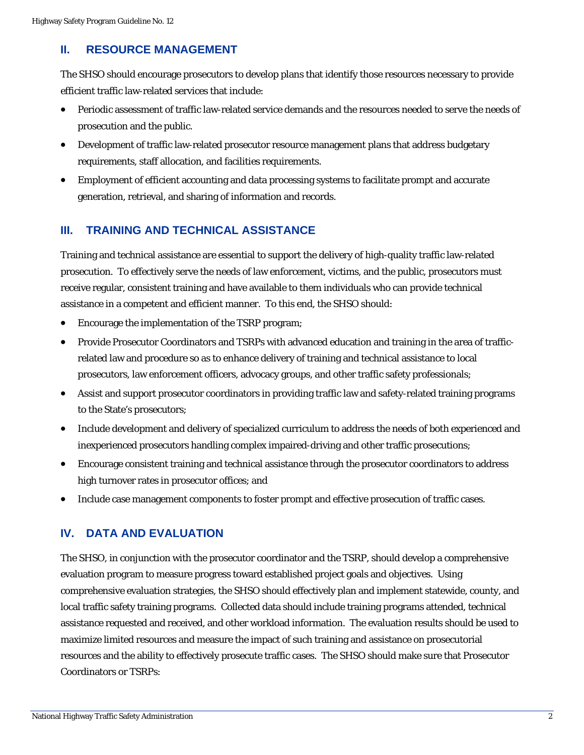## II. RESOURCE MANAGEMENT

The SHSO should encourage prosecutors to develop plans that identify those resources necessary to provide efficient traffic law-related services that include:

- Periodic assessment of traffic law-related service demands and the resources needed to serve the needs of prosecution and the public.
- Development of traffic law-related prosecutor resource management plans that address budgetary requirements, staff allocation, and facilities requirements.
- Employment of efficient accounting and data processing systems to facilitate prompt and accurate generation, retrieval, and sharing of information and records.

## III. TRAINING AND TECHNICAL ASSISTANCE

Training and technical assistance are essential to support the delivery of high-quality traffic law-related prosecution. To effectively serve the needs of law enforcement, victims, and the public, prosecutors must receive regular, consistent training and have available to them individuals who can provide technical assistance in a competent and efficient manner. To this end, the SHSO should:

- Encourage the implementation of the TSRP program;
- Provide Prosecutor Coordinators and TSRPs with advanced education and training in the area of traffic-related law and procedure so as to enhance delivery of training and technical assistance to local prosecutors, law enforcement officers, advocacy groups, and other traffic safety professionals;
- Assist and support prosecutor coordinators in providing traffic law and safety-related training programs to the State's prosecutors;
- Include development and delivery of specialized curriculum to address the needs of both experienced and inexperienced prosecutors handling complex impaired-driving and other traffic prosecutions;
- Encourage consistent training and technical assistance through the prosecutor coordinators to address high turnover rates in prosecutor offices; and
- Include case management components to foster prompt and effective prosecution of traffic cases.

## IV. DATA AND EVALUATION

The SHSO, in conjunction with the prosecutor coordinator and the TSRP, should develop a comprehensive evaluation program to measure progress toward established project goals and objectives. Using comprehensive evaluation strategies, the SHSO should effectively plan and implement statewide, county, and local traffic safety training programs. Collected data should include training programs attended, technical assistance requested and received, and other workload information. The evaluation results should be used to maximize limited resources and measure the impact of such training and assistance on prosecutorial resources and the ability to effectively prosecute traffic cases. The SHSO should make sure that Prosecutor Coordinators or TSRPs: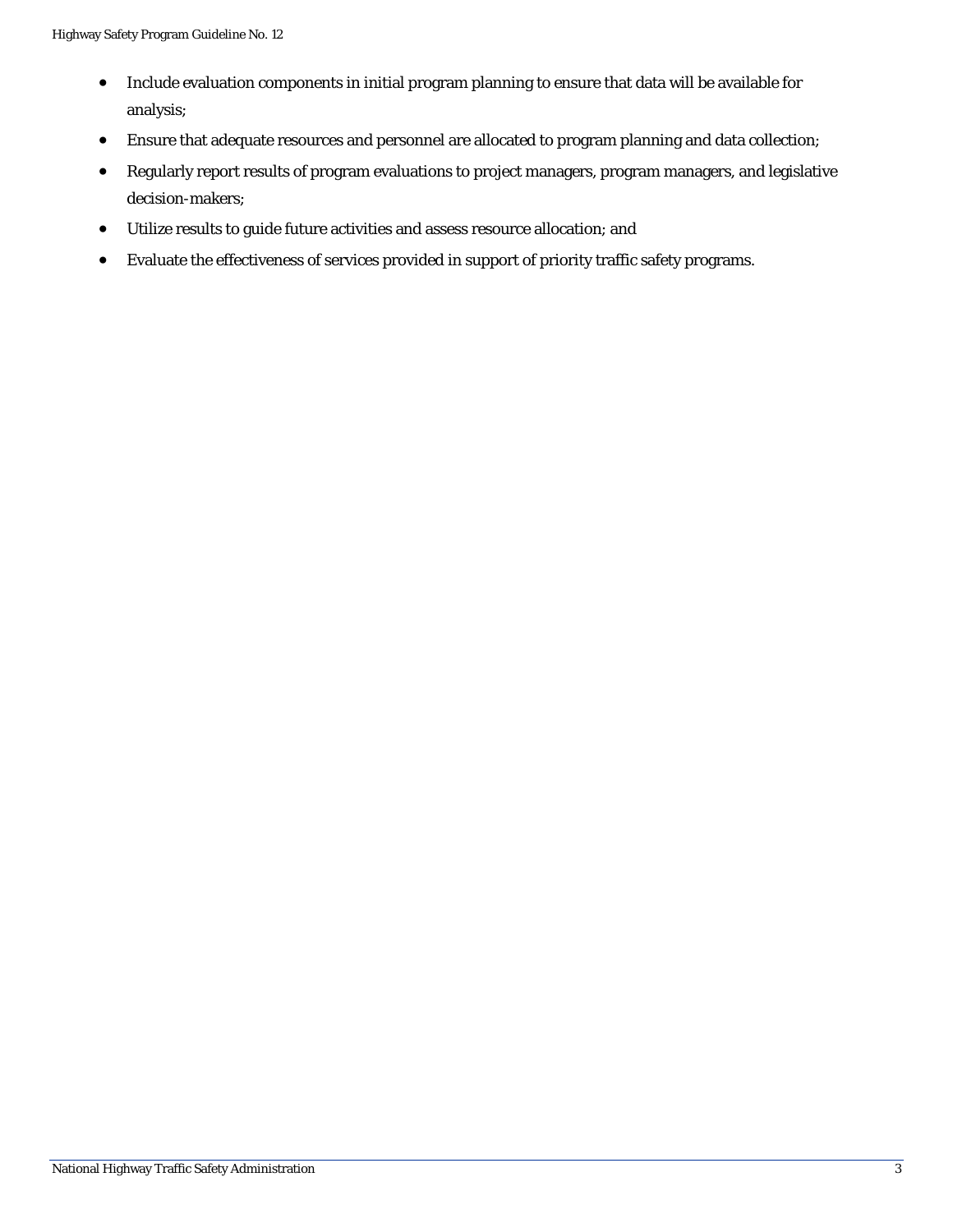- Include evaluation components in initial program planning to ensure that data will be available for analysis;
- Ensure that adequate resources and personnel are allocated to program planning and data collection;
- Regularly report results of program evaluations to project managers, program managers, and legislative decision-makers;
- Utilize results to guide future activities and assess resource allocation; and
- Evaluate the effectiveness of services provided in support of priority traffic safety programs.